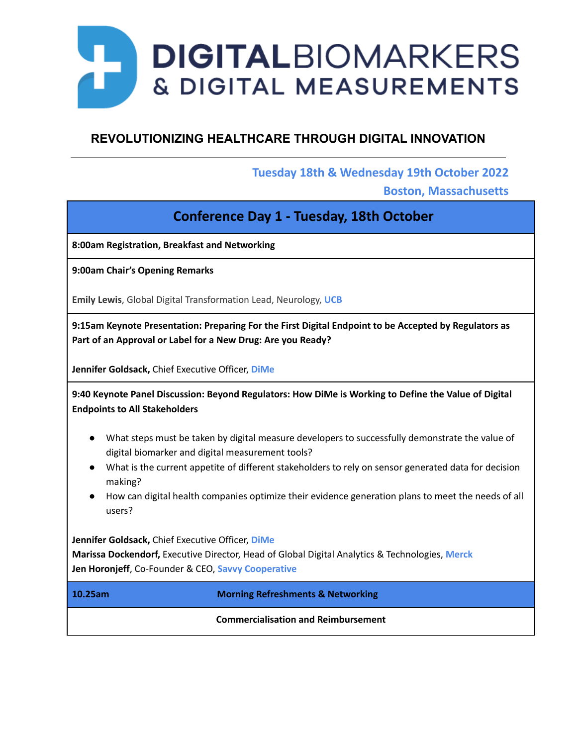# DIGITAL BIOMARKERS & DIGITAL MEASUREMENTS

## REVOLUTIONIZING HEALTHCARE THROUGH DIGITAL INNOVATION

**Tuesday 18th & Wednesday 19th October 2022**
**Boston, Massachusetts**

## Conference Day 1 - Tuesday, 18th October

**8:00am Registration, Breakfast and Networking**

**9:00am Chair's Opening Remarks**

**Emily Lewis**, Global Digital Transformation Lead, Neurology, **UCB**

**9:15am Keynote Presentation: Preparing For the First Digital Endpoint to be Accepted by Regulators as Part of an Approval or Label for a New Drug: Are you Ready?**

**Jennifer Goldsack,** Chief Executive Officer, **DiMe**

**9:40 Keynote Panel Discussion: Beyond Regulators: How DiMe is Working to Define the Value of Digital Endpoints to All Stakeholders**

- What steps must be taken by digital measure developers to successfully demonstrate the value of digital biomarker and digital measurement tools?
- What is the current appetite of different stakeholders to rely on sensor generated data for decision making?
- How can digital health companies optimize their evidence generation plans to meet the needs of all users?

**Jennifer Goldsack,** Chief Executive Officer, **DiMe**
**Marissa Dockendorf,** Executive Director, Head of Global Digital Analytics & Technologies, **Merck**
**Jen Horonjeff**, Co-Founder & CEO, **Savvy Cooperative**

**10.25am** **Morning Refreshments & Networking**

**Commercialisation and Reimbursement**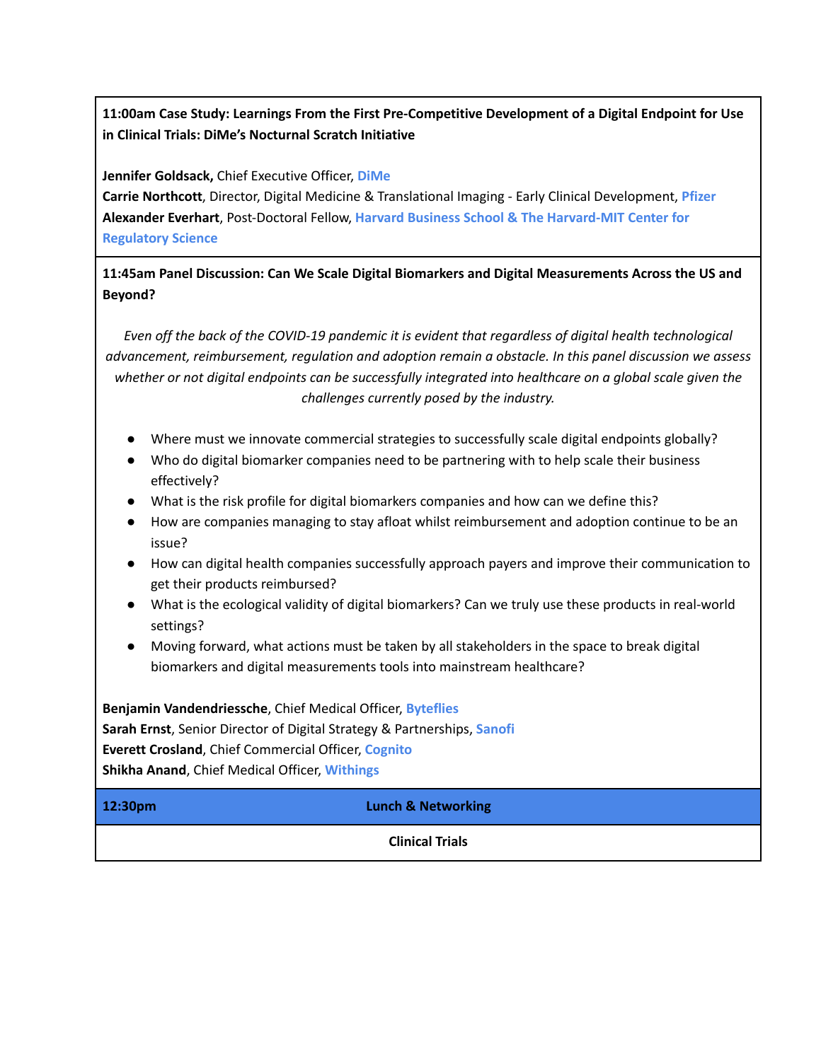**11:00am Case Study: Learnings From the First Pre-Competitive Development of a Digital Endpoint for Use in Clinical Trials: DiMe's Nocturnal Scratch Initiative**

**Jennifer Goldsack,** Chief Executive Officer, **DiMe**
**Carrie Northcott**, Director, Digital Medicine & Translational Imaging - Early Clinical Development, **Pfizer**
**Alexander Everhart**, Post-Doctoral Fellow, **Harvard Business School & The Harvard-MIT Center for Regulatory Science**

**11:45am Panel Discussion: Can We Scale Digital Biomarkers and Digital Measurements Across the US and Beyond?**

*Even off the back of the COVID-19 pandemic it is evident that regardless of digital health technological advancement, reimbursement, regulation and adoption remain a obstacle. In this panel discussion we assess whether or not digital endpoints can be successfully integrated into healthcare on a global scale given the challenges currently posed by the industry.*

- Where must we innovate commercial strategies to successfully scale digital endpoints globally?
- Who do digital biomarker companies need to be partnering with to help scale their business effectively?
- What is the risk profile for digital biomarkers companies and how can we define this?
- How are companies managing to stay afloat whilst reimbursement and adoption continue to be an issue?
- How can digital health companies successfully approach payers and improve their communication to get their products reimbursed?
- What is the ecological validity of digital biomarkers? Can we truly use these products in real-world settings?
- Moving forward, what actions must be taken by all stakeholders in the space to break digital biomarkers and digital measurements tools into mainstream healthcare?

**Benjamin Vandendriessche**, Chief Medical Officer, **Byteflies**
**Sarah Ernst**, Senior Director of Digital Strategy & Partnerships, **Sanofi**
**Everett Crosland**, Chief Commercial Officer, **Cognito**
**Shikha Anand**, Chief Medical Officer, **Withings**

| **12:30pm** | **Lunch & Networking** |
|---|---|

**Clinical Trials**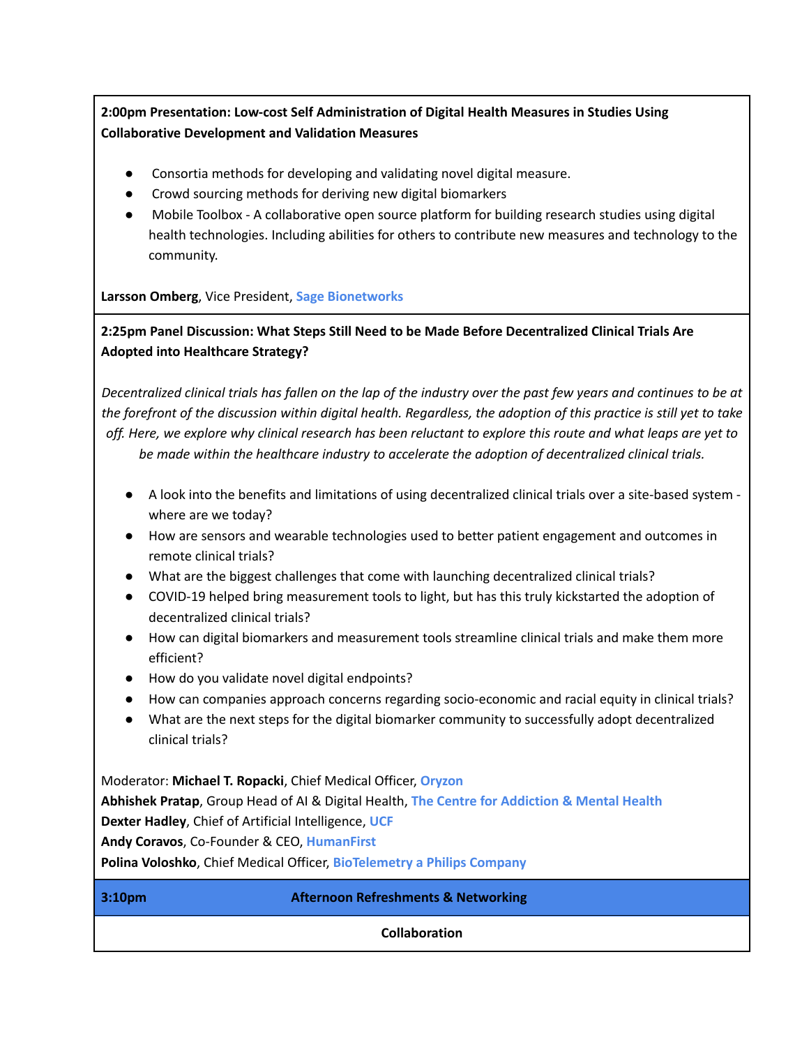**2:00pm Presentation: Low-cost Self Administration of Digital Health Measures in Studies Using Collaborative Development and Validation Measures**

- Consortia methods for developing and validating novel digital measure.
- Crowd sourcing methods for deriving new digital biomarkers
- Mobile Toolbox - A collaborative open source platform for building research studies using digital health technologies. Including abilities for others to contribute new measures and technology to the community.

**Larsson Omberg**, Vice President, **Sage Bionetworks**

**2:25pm Panel Discussion: What Steps Still Need to be Made Before Decentralized Clinical Trials Are Adopted into Healthcare Strategy?**

*Decentralized clinical trials has fallen on the lap of the industry over the past few years and continues to be at the forefront of the discussion within digital health. Regardless, the adoption of this practice is still yet to take off. Here, we explore why clinical research has been reluctant to explore this route and what leaps are yet to be made within the healthcare industry to accelerate the adoption of decentralized clinical trials.*

- A look into the benefits and limitations of using decentralized clinical trials over a site-based system - where are we today?
- How are sensors and wearable technologies used to better patient engagement and outcomes in remote clinical trials?
- What are the biggest challenges that come with launching decentralized clinical trials?
- COVID-19 helped bring measurement tools to light, but has this truly kickstarted the adoption of decentralized clinical trials?
- How can digital biomarkers and measurement tools streamline clinical trials and make them more efficient?
- How do you validate novel digital endpoints?
- How can companies approach concerns regarding socio-economic and racial equity in clinical trials?
- What are the next steps for the digital biomarker community to successfully adopt decentralized clinical trials?

Moderator: **Michael T. Ropacki**, Chief Medical Officer, **Oryzon**
**Abhishek Pratap**, Group Head of AI & Digital Health, **The Centre for Addiction & Mental Health**
**Dexter Hadley**, Chief of Artificial Intelligence, **UCF**
**Andy Coravos**, Co-Founder & CEO, **HumanFirst**
**Polina Voloshko**, Chief Medical Officer, **BioTelemetry a Philips Company**

**3:10pm** **Afternoon Refreshments & Networking**

**Collaboration**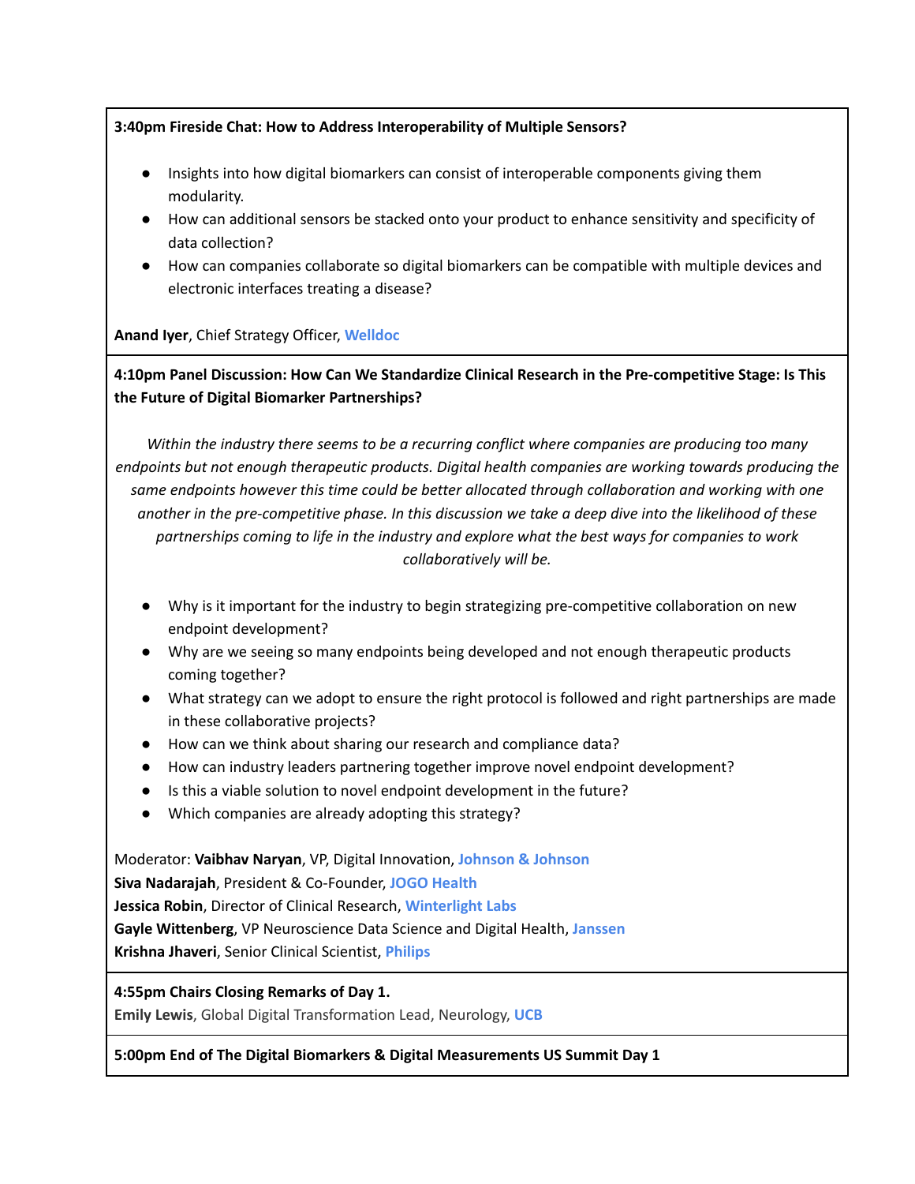**3:40pm Fireside Chat: How to Address Interoperability of Multiple Sensors?**

- Insights into how digital biomarkers can consist of interoperable components giving them modularity.
- How can additional sensors be stacked onto your product to enhance sensitivity and specificity of data collection?
- How can companies collaborate so digital biomarkers can be compatible with multiple devices and electronic interfaces treating a disease?

**Anand Iyer**, Chief Strategy Officer, **Welldoc**

---

**4:10pm Panel Discussion: How Can We Standardize Clinical Research in the Pre-competitive Stage: Is This the Future of Digital Biomarker Partnerships?**

*Within the industry there seems to be a recurring conflict where companies are producing too many endpoints but not enough therapeutic products. Digital health companies are working towards producing the same endpoints however this time could be better allocated through collaboration and working with one another in the pre-competitive phase. In this discussion we take a deep dive into the likelihood of these partnerships coming to life in the industry and explore what the best ways for companies to work collaboratively will be.*

- Why is it important for the industry to begin strategizing pre-competitive collaboration on new endpoint development?
- Why are we seeing so many endpoints being developed and not enough therapeutic products coming together?
- What strategy can we adopt to ensure the right protocol is followed and right partnerships are made in these collaborative projects?
- How can we think about sharing our research and compliance data?
- How can industry leaders partnering together improve novel endpoint development?
- Is this a viable solution to novel endpoint development in the future?
- Which companies are already adopting this strategy?

Moderator: **Vaibhav Naryan**, VP, Digital Innovation, **Johnson & Johnson**
**Siva Nadarajah**, President & Co-Founder, **JOGO Health**
**Jessica Robin**, Director of Clinical Research, **Winterlight Labs**
**Gayle Wittenberg**, VP Neuroscience Data Science and Digital Health, **Janssen**
**Krishna Jhaveri**, Senior Clinical Scientist, **Philips**

---

**4:55pm Chairs Closing Remarks of Day 1.**
**Emily Lewis**, Global Digital Transformation Lead, Neurology, **UCB**

---

**5:00pm End of The Digital Biomarkers & Digital Measurements US Summit Day 1**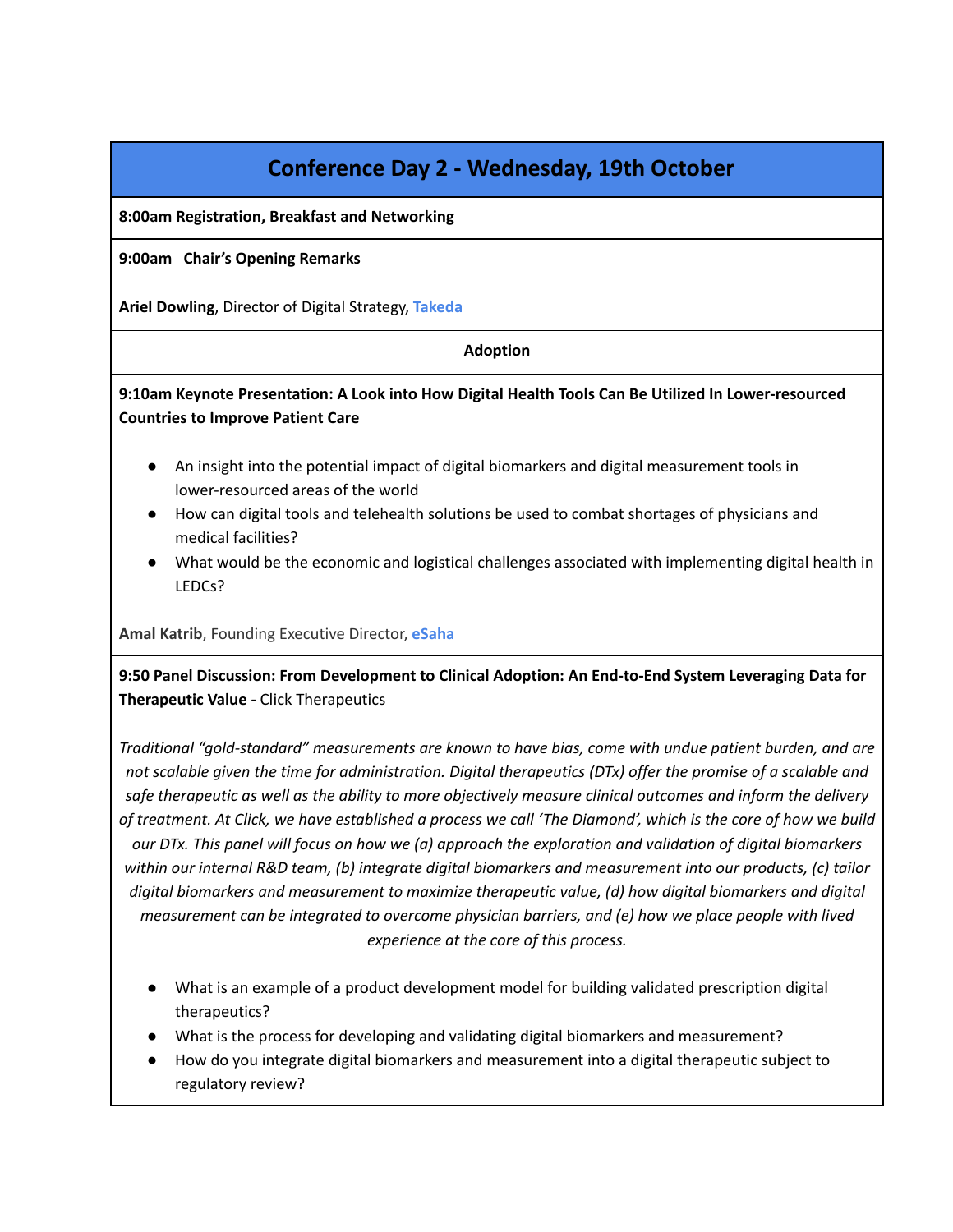## Conference Day 2 - Wednesday, 19th October

**8:00am Registration, Breakfast and Networking**

**9:00am Chair's Opening Remarks**

**Ariel Dowling**, Director of Digital Strategy, **Takeda**

**Adoption**

**9:10am Keynote Presentation: A Look into How Digital Health Tools Can Be Utilized In Lower-resourced Countries to Improve Patient Care**

- An insight into the potential impact of digital biomarkers and digital measurement tools in lower-resourced areas of the world
- How can digital tools and telehealth solutions be used to combat shortages of physicians and medical facilities?
- What would be the economic and logistical challenges associated with implementing digital health in LEDCs?

**Amal Katrib**, Founding Executive Director, **eSaha**

**9:50 Panel Discussion: From Development to Clinical Adoption: An End-to-End System Leveraging Data for Therapeutic Value -** Click Therapeutics

*Traditional "gold-standard" measurements are known to have bias, come with undue patient burden, and are not scalable given the time for administration. Digital therapeutics (DTx) offer the promise of a scalable and safe therapeutic as well as the ability to more objectively measure clinical outcomes and inform the delivery of treatment. At Click, we have established a process we call 'The Diamond', which is the core of how we build our DTx. This panel will focus on how we (a) approach the exploration and validation of digital biomarkers within our internal R&D team, (b) integrate digital biomarkers and measurement into our products, (c) tailor digital biomarkers and measurement to maximize therapeutic value, (d) how digital biomarkers and digital measurement can be integrated to overcome physician barriers, and (e) how we place people with lived experience at the core of this process.*

- What is an example of a product development model for building validated prescription digital therapeutics?
- What is the process for developing and validating digital biomarkers and measurement?
- How do you integrate digital biomarkers and measurement into a digital therapeutic subject to regulatory review?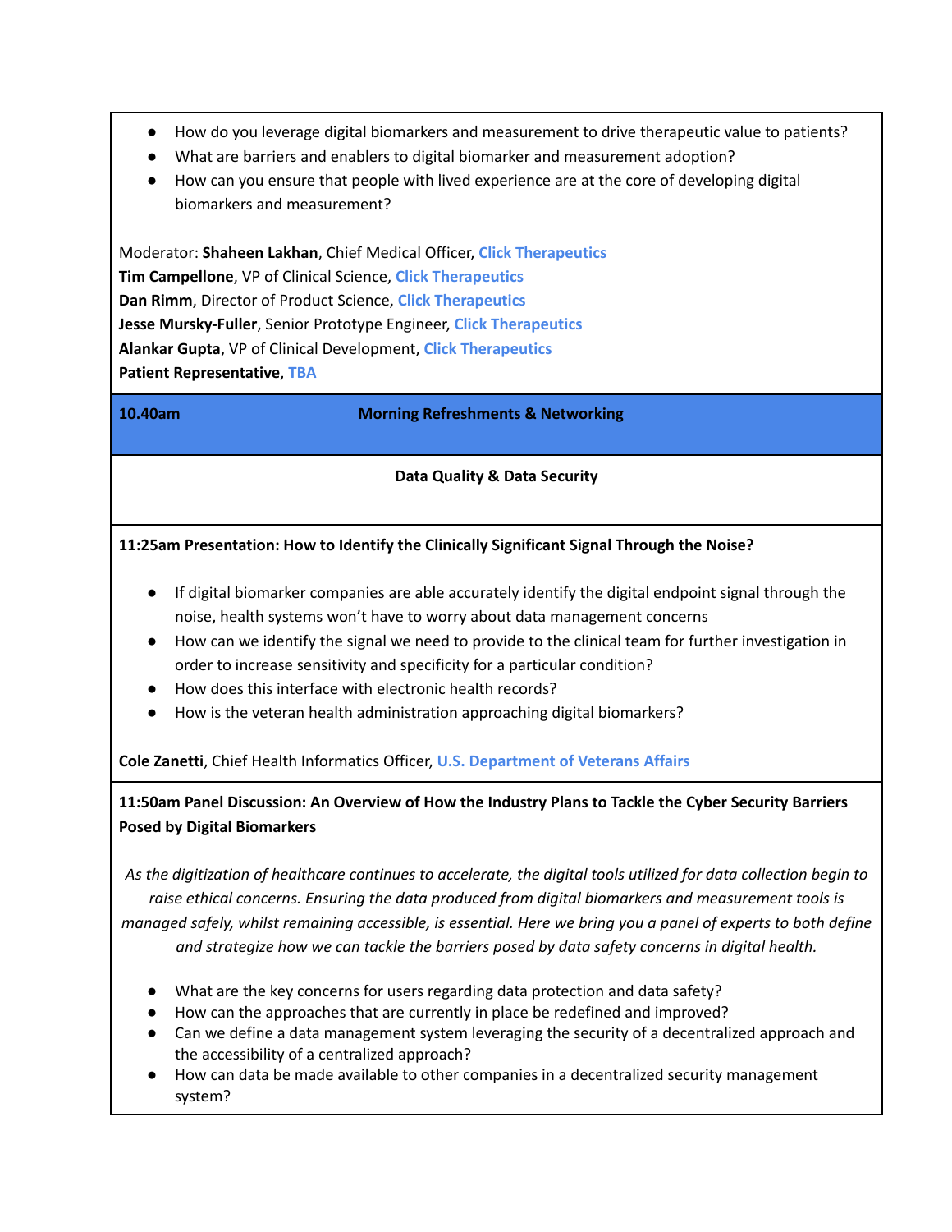- How do you leverage digital biomarkers and measurement to drive therapeutic value to patients?
- What are barriers and enablers to digital biomarker and measurement adoption?
- How can you ensure that people with lived experience are at the core of developing digital biomarkers and measurement?

Moderator: **Shaheen Lakhan**, Chief Medical Officer, Click Therapeutics
**Tim Campellone**, VP of Clinical Science, Click Therapeutics
**Dan Rimm**, Director of Product Science, Click Therapeutics
**Jesse Mursky-Fuller**, Senior Prototype Engineer, Click Therapeutics
**Alankar Gupta**, VP of Clinical Development, Click Therapeutics
**Patient Representative**, TBA

**10.40am** **Morning Refreshments & Networking**

**Data Quality & Data Security**

**11:25am Presentation: How to Identify the Clinically Significant Signal Through the Noise?**

- If digital biomarker companies are able accurately identify the digital endpoint signal through the noise, health systems won't have to worry about data management concerns
- How can we identify the signal we need to provide to the clinical team for further investigation in order to increase sensitivity and specificity for a particular condition?
- How does this interface with electronic health records?
- How is the veteran health administration approaching digital biomarkers?

**Cole Zanetti**, Chief Health Informatics Officer, U.S. Department of Veterans Affairs

**11:50am Panel Discussion: An Overview of How the Industry Plans to Tackle the Cyber Security Barriers Posed by Digital Biomarkers**

*As the digitization of healthcare continues to accelerate, the digital tools utilized for data collection begin to raise ethical concerns. Ensuring the data produced from digital biomarkers and measurement tools is managed safely, whilst remaining accessible, is essential. Here we bring you a panel of experts to both define and strategize how we can tackle the barriers posed by data safety concerns in digital health.*

- What are the key concerns for users regarding data protection and data safety?
- How can the approaches that are currently in place be redefined and improved?
- Can we define a data management system leveraging the security of a decentralized approach and the accessibility of a centralized approach?
- How can data be made available to other companies in a decentralized security management system?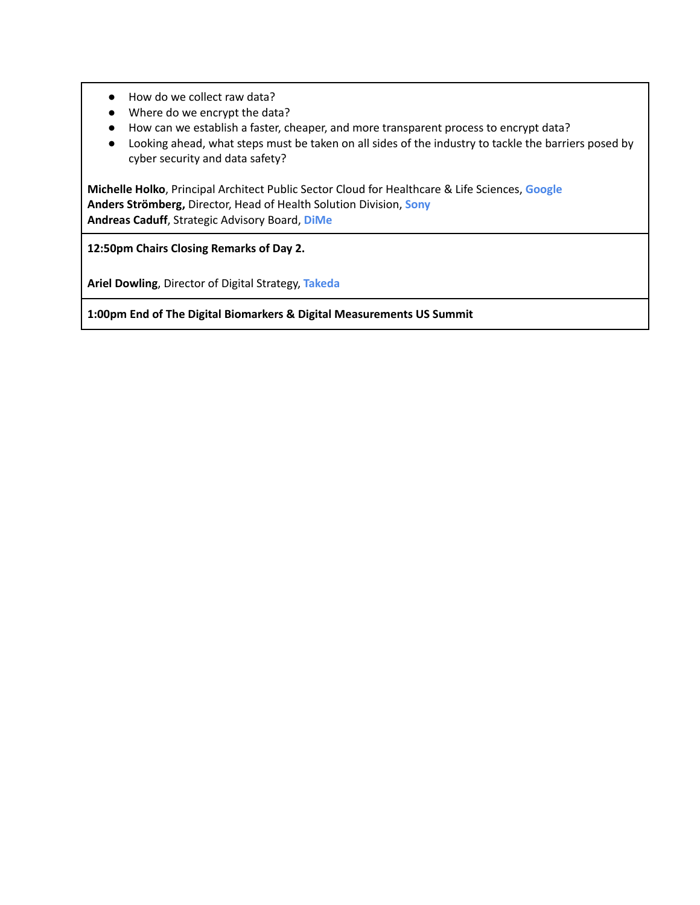- How do we collect raw data?
- Where do we encrypt the data?
- How can we establish a faster, cheaper, and more transparent process to encrypt data?
- Looking ahead, what steps must be taken on all sides of the industry to tackle the barriers posed by cyber security and data safety?

**Michelle Holko**, Principal Architect Public Sector Cloud for Healthcare & Life Sciences, **Google**
**Anders Strömberg,** Director, Head of Health Solution Division, **Sony**
**Andreas Caduff**, Strategic Advisory Board, **DiMe**

**12:50pm Chairs Closing Remarks of Day 2.**

**Ariel Dowling**, Director of Digital Strategy, **Takeda**

**1:00pm End of The Digital Biomarkers & Digital Measurements US Summit**